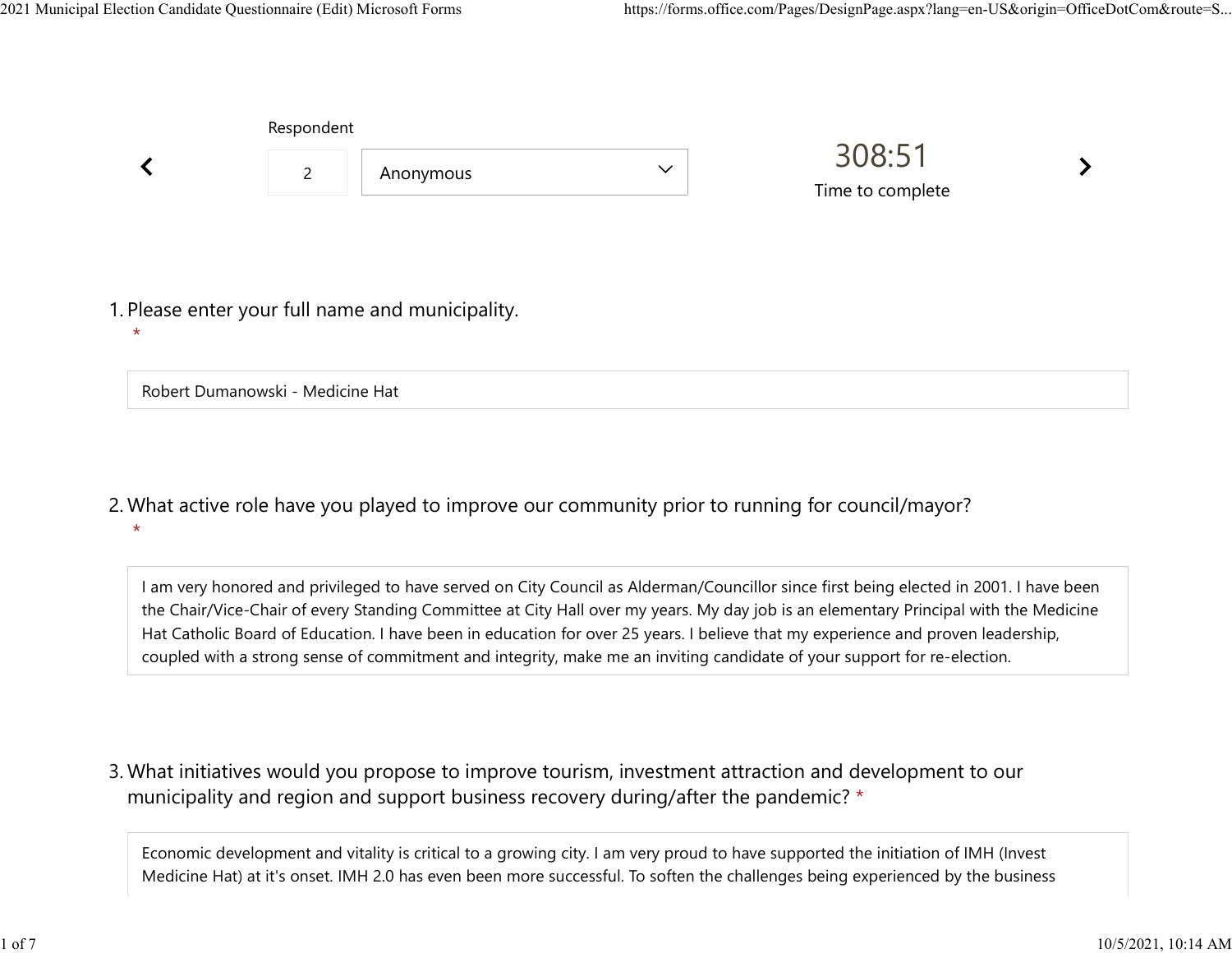Respondent

2 Anonymous

308:51

Time to complete

1. Please enter your full name and municipality.
*

Robert Dumanowski - Medicine Hat

2. What active role have you played to improve our community prior to running for council/mayor?
*

I am very honored and privileged to have served on City Council as Alderman/Councillor since first being elected in 2001. I have been the Chair/Vice-Chair of every Standing Committee at City Hall over my years. My day job is an elementary Principal with the Medicine Hat Catholic Board of Education. I have been in education for over 25 years. I believe that my experience and proven leadership, coupled with a strong sense of commitment and integrity, make me an inviting candidate of your support for re-election.

3. What initiatives would you propose to improve tourism, investment attraction and development to our municipality and region and support business recovery during/after the pandemic? *

Economic development and vitality is critical to a growing city. I am very proud to have supported the initiation of IMH (Invest Medicine Hat) at it's onset. IMH 2.0 has even been more successful. To soften the challenges being experienced by the business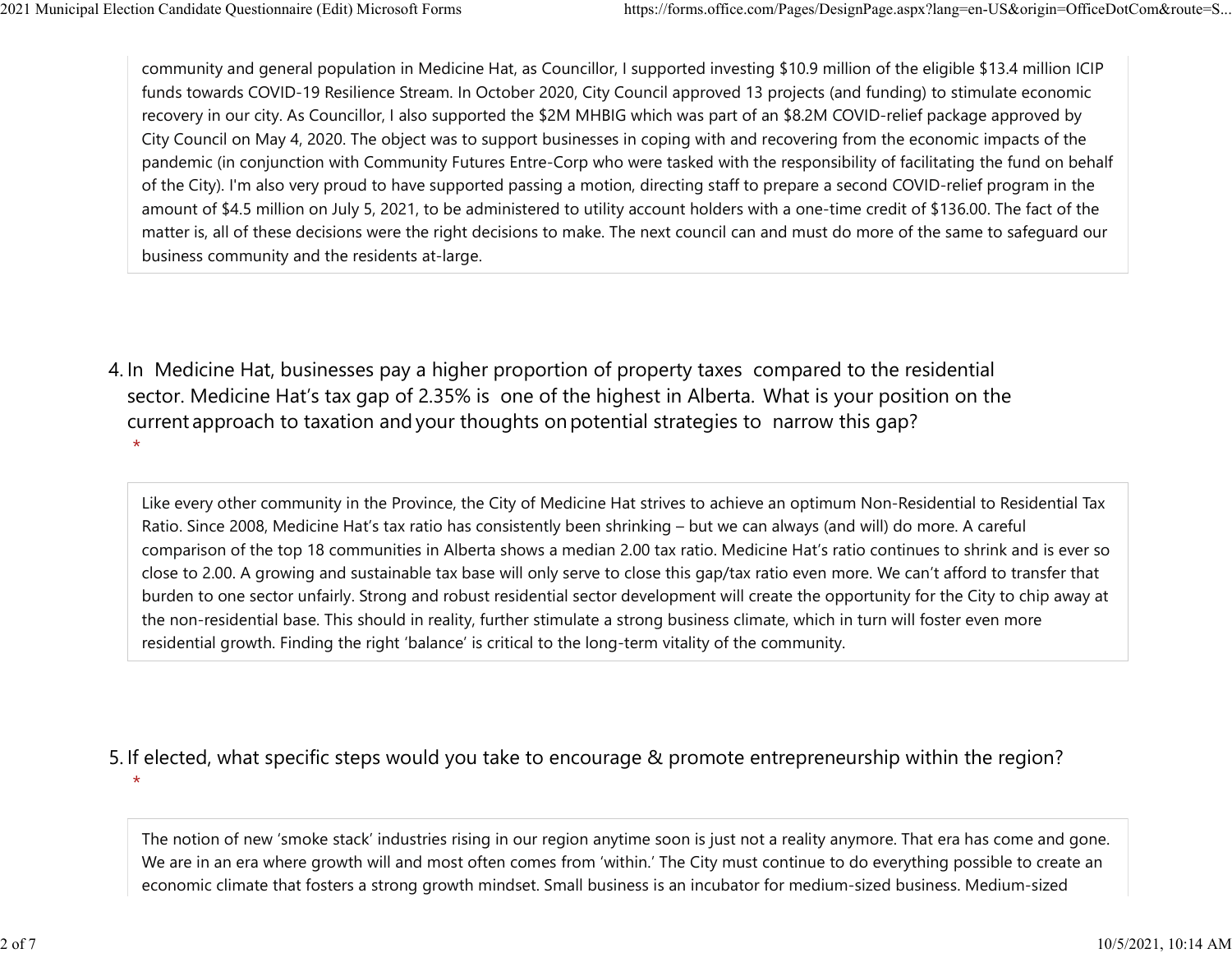community and general population in Medicine Hat, as Councillor, I supported investing $10.9 million of the eligible $13.4 million ICIP funds towards COVID-19 Resilience Stream. In October 2020, City Council approved 13 projects (and funding) to stimulate economic recovery in our city. As Councillor, I also supported the $2M MHBIG which was part of an $8.2M COVID-relief package approved by City Council on May 4, 2020. The object was to support businesses in coping with and recovering from the economic impacts of the pandemic (in conjunction with Community Futures Entre-Corp who were tasked with the responsibility of facilitating the fund on behalf of the City). I'm also very proud to have supported passing a motion, directing staff to prepare a second COVID-relief program in the amount of $4.5 million on July 5, 2021, to be administered to utility account holders with a one-time credit of $136.00. The fact of the matter is, all of these decisions were the right decisions to make. The next council can and must do more of the same to safeguard our business community and the residents at-large.

4. In Medicine Hat, businesses pay a higher proportion of property taxes compared to the residential sector. Medicine Hat's tax gap of 2.35% is one of the highest in Alberta. What is your position on the current approach to taxation and your thoughts on potential strategies to narrow this gap? *

Like every other community in the Province, the City of Medicine Hat strives to achieve an optimum Non-Residential to Residential Tax Ratio. Since 2008, Medicine Hat's tax ratio has consistently been shrinking – but we can always (and will) do more. A careful comparison of the top 18 communities in Alberta shows a median 2.00 tax ratio. Medicine Hat's ratio continues to shrink and is ever so close to 2.00. A growing and sustainable tax base will only serve to close this gap/tax ratio even more. We can't afford to transfer that burden to one sector unfairly. Strong and robust residential sector development will create the opportunity for the City to chip away at the non-residential base. This should in reality, further stimulate a strong business climate, which in turn will foster even more residential growth. Finding the right 'balance' is critical to the long-term vitality of the community.

5. If elected, what specific steps would you take to encourage & promote entrepreneurship within the region? *

The notion of new 'smoke stack' industries rising in our region anytime soon is just not a reality anymore. That era has come and gone. We are in an era where growth will and most often comes from 'within.' The City must continue to do everything possible to create an economic climate that fosters a strong growth mindset. Small business is an incubator for medium-sized business. Medium-sized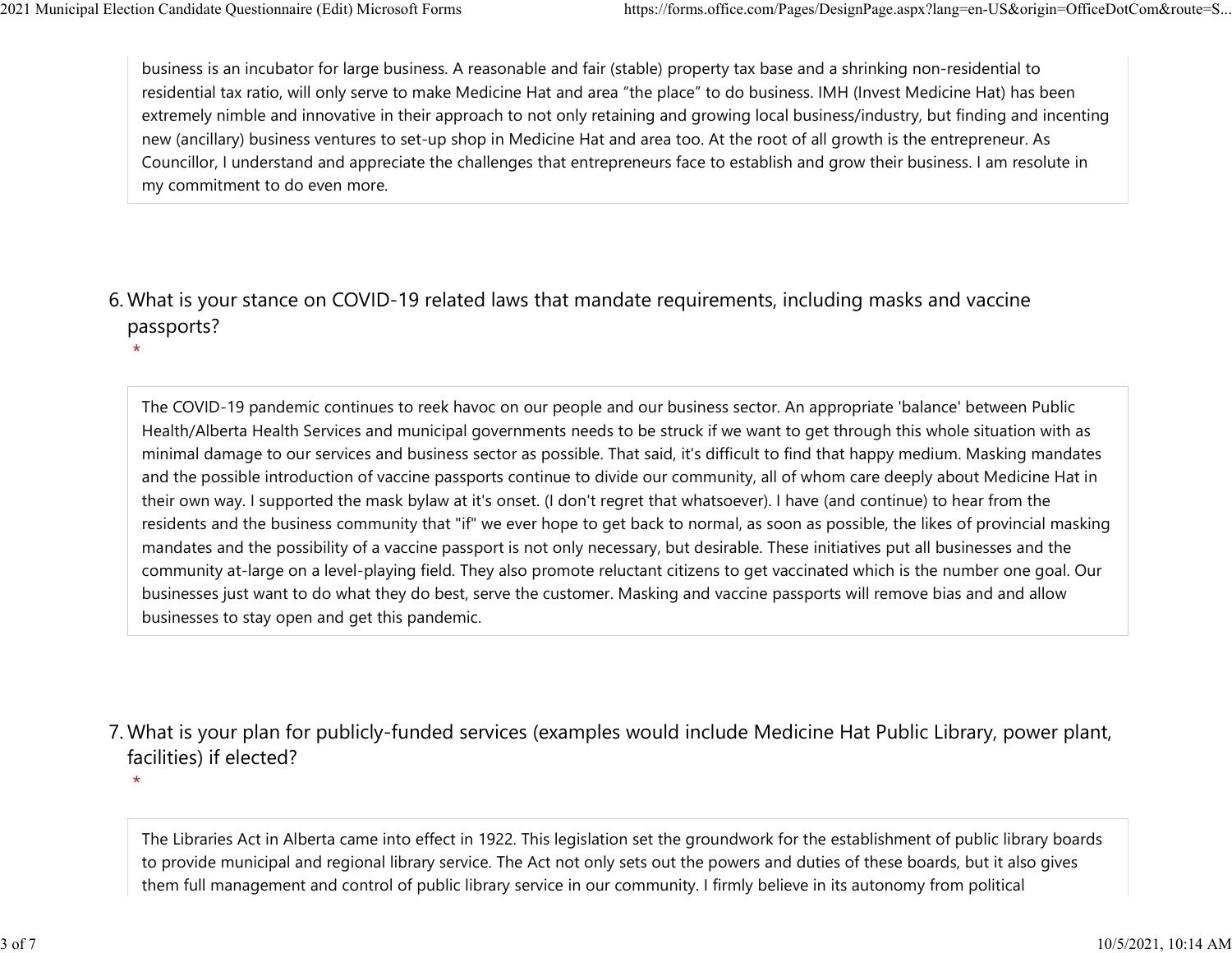business is an incubator for large business. A reasonable and fair (stable) property tax base and a shrinking non-residential to residential tax ratio, will only serve to make Medicine Hat and area “the place” to do business. IMH (Invest Medicine Hat) has been extremely nimble and innovative in their approach to not only retaining and growing local business/industry, but finding and incenting new (ancillary) business ventures to set-up shop in Medicine Hat and area too. At the root of all growth is the entrepreneur. As Councillor, I understand and appreciate the challenges that entrepreneurs face to establish and grow their business. I am resolute in my commitment to do even more.

6. What is your stance on COVID-19 related laws that mandate requirements, including masks and vaccine passports?
*

The COVID-19 pandemic continues to reek havoc on our people and our business sector. An appropriate 'balance' between Public Health/Alberta Health Services and municipal governments needs to be struck if we want to get through this whole situation with as minimal damage to our services and business sector as possible. That said, it's difficult to find that happy medium. Masking mandates and the possible introduction of vaccine passports continue to divide our community, all of whom care deeply about Medicine Hat in their own way. I supported the mask bylaw at it's onset. (I don't regret that whatsoever). I have (and continue) to hear from the residents and the business community that "if" we ever hope to get back to normal, as soon as possible, the likes of provincial masking mandates and the possibility of a vaccine passport is not only necessary, but desirable. These initiatives put all businesses and the community at-large on a level-playing field. They also promote reluctant citizens to get vaccinated which is the number one goal. Our businesses just want to do what they do best, serve the customer. Masking and vaccine passports will remove bias and and allow businesses to stay open and get this pandemic.

7. What is your plan for publicly-funded services (examples would include Medicine Hat Public Library, power plant, facilities) if elected?
*

The Libraries Act in Alberta came into effect in 1922. This legislation set the groundwork for the establishment of public library boards to provide municipal and regional library service. The Act not only sets out the powers and duties of these boards, but it also gives them full management and control of public library service in our community. I firmly believe in its autonomy from political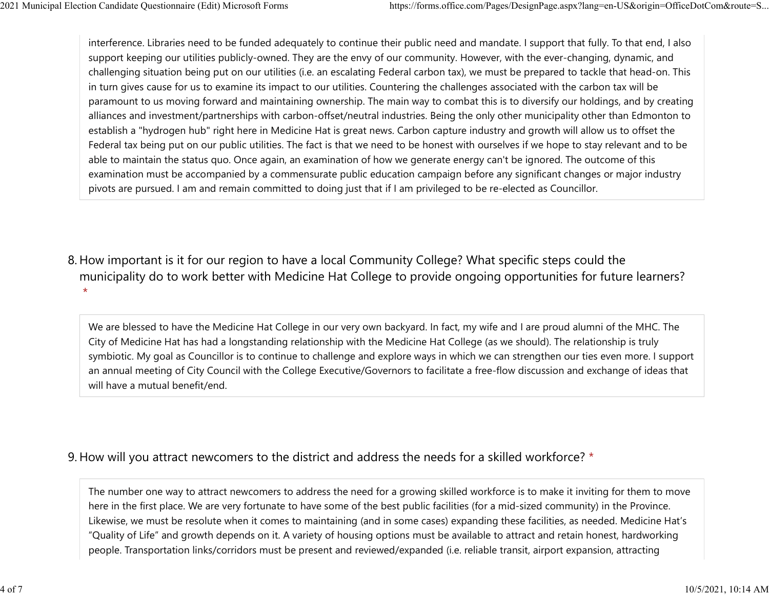interference. Libraries need to be funded adequately to continue their public need and mandate. I support that fully. To that end, I also support keeping our utilities publicly-owned. They are the envy of our community. However, with the ever-changing, dynamic, and challenging situation being put on our utilities (i.e. an escalating Federal carbon tax), we must be prepared to tackle that head-on. This in turn gives cause for us to examine its impact to our utilities. Countering the challenges associated with the carbon tax will be paramount to us moving forward and maintaining ownership. The main way to combat this is to diversify our holdings, and by creating alliances and investment/partnerships with carbon-offset/neutral industries. Being the only other municipality other than Edmonton to establish a "hydrogen hub" right here in Medicine Hat is great news. Carbon capture industry and growth will allow us to offset the Federal tax being put on our public utilities. The fact is that we need to be honest with ourselves if we hope to stay relevant and to be able to maintain the status quo. Once again, an examination of how we generate energy can't be ignored. The outcome of this examination must be accompanied by a commensurate public education campaign before any significant changes or major industry pivots are pursued. I am and remain committed to doing just that if I am privileged to be re-elected as Councillor.

8. How important is it for our region to have a local Community College? What specific steps could the municipality do to work better with Medicine Hat College to provide ongoing opportunities for future learners? *

We are blessed to have the Medicine Hat College in our very own backyard. In fact, my wife and I are proud alumni of the MHC. The City of Medicine Hat has had a longstanding relationship with the Medicine Hat College (as we should). The relationship is truly symbiotic. My goal as Councillor is to continue to challenge and explore ways in which we can strengthen our ties even more. I support an annual meeting of City Council with the College Executive/Governors to facilitate a free-flow discussion and exchange of ideas that will have a mutual benefit/end.

9. How will you attract newcomers to the district and address the needs for a skilled workforce? *

The number one way to attract newcomers to address the need for a growing skilled workforce is to make it inviting for them to move here in the first place. We are very fortunate to have some of the best public facilities (for a mid-sized community) in the Province. Likewise, we must be resolute when it comes to maintaining (and in some cases) expanding these facilities, as needed. Medicine Hat's "Quality of Life" and growth depends on it. A variety of housing options must be available to attract and retain honest, hardworking people. Transportation links/corridors must be present and reviewed/expanded (i.e. reliable transit, airport expansion, attracting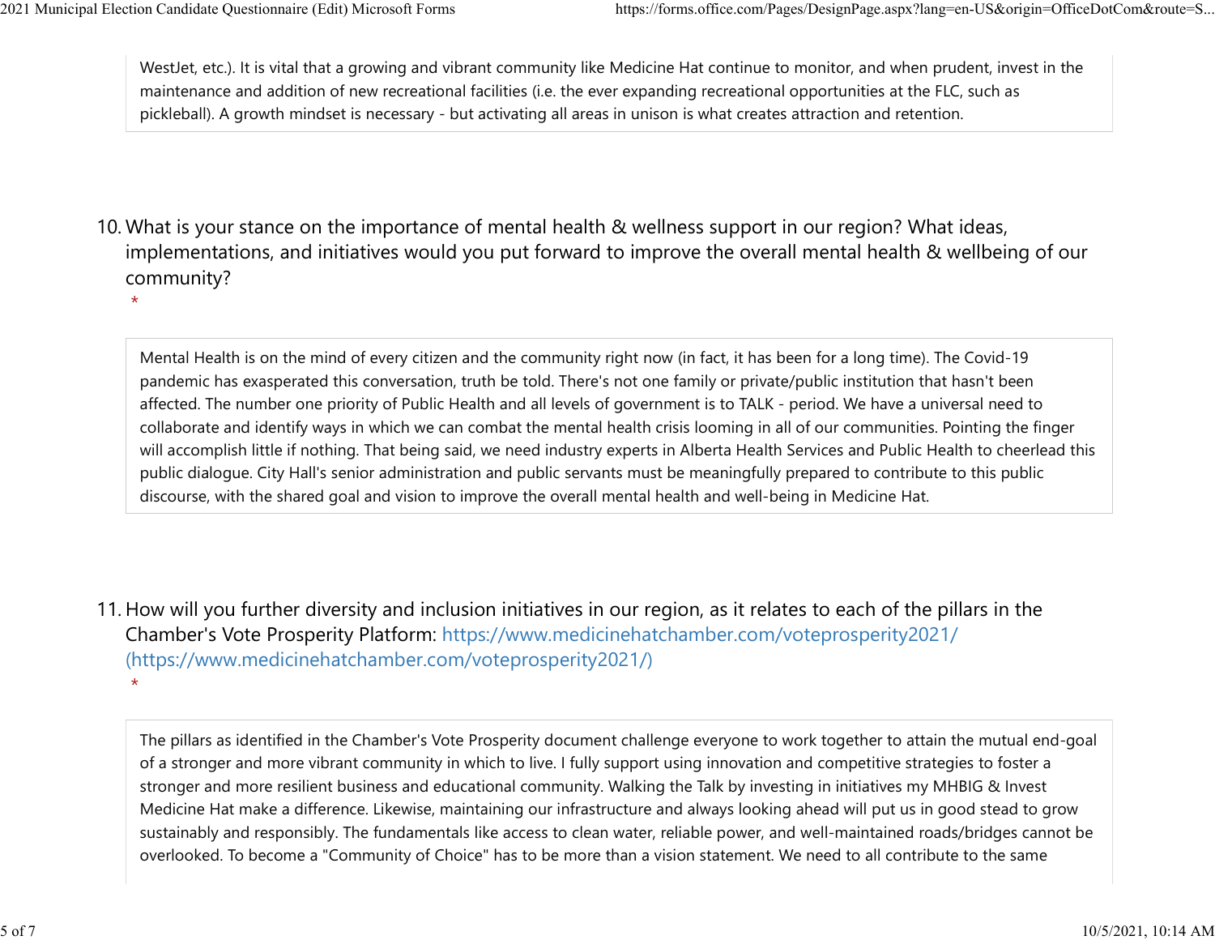WestJet, etc.). It is vital that a growing and vibrant community like Medicine Hat continue to monitor, and when prudent, invest in the maintenance and addition of new recreational facilities (i.e. the ever expanding recreational opportunities at the FLC, such as pickleball). A growth mindset is necessary - but activating all areas in unison is what creates attraction and retention.

10. What is your stance on the importance of mental health & wellness support in our region? What ideas, implementations, and initiatives would you put forward to improve the overall mental health & wellbeing of our community?
 *

Mental Health is on the mind of every citizen and the community right now (in fact, it has been for a long time). The Covid-19 pandemic has exasperated this conversation, truth be told. There's not one family or private/public institution that hasn't been affected. The number one priority of Public Health and all levels of government is to TALK - period. We have a universal need to collaborate and identify ways in which we can combat the mental health crisis looming in all of our communities. Pointing the finger will accomplish little if nothing. That being said, we need industry experts in Alberta Health Services and Public Health to cheerlead this public dialogue. City Hall's senior administration and public servants must be meaningfully prepared to contribute to this public discourse, with the shared goal and vision to improve the overall mental health and well-being in Medicine Hat.

11. How will you further diversity and inclusion initiatives in our region, as it relates to each of the pillars in the Chamber's Vote Prosperity Platform: https://www.medicinehatchamber.com/voteprosperity2021/ (https://www.medicinehatchamber.com/voteprosperity2021/)
 *

The pillars as identified in the Chamber's Vote Prosperity document challenge everyone to work together to attain the mutual end-goal of a stronger and more vibrant community in which to live. I fully support using innovation and competitive strategies to foster a stronger and more resilient business and educational community. Walking the Talk by investing in initiatives my MHBIG & Invest Medicine Hat make a difference. Likewise, maintaining our infrastructure and always looking ahead will put us in good stead to grow sustainably and responsibly. The fundamentals like access to clean water, reliable power, and well-maintained roads/bridges cannot be overlooked. To become a "Community of Choice" has to be more than a vision statement. We need to all contribute to the same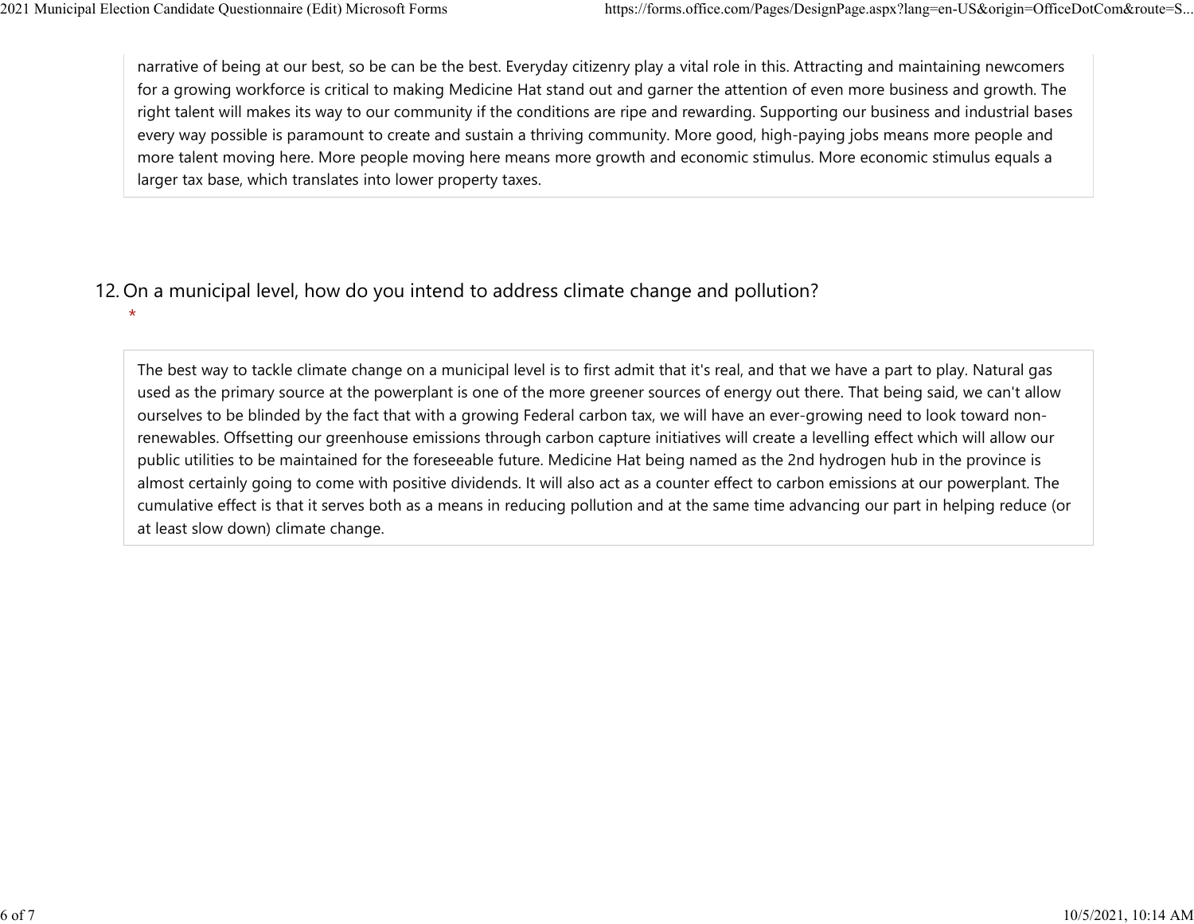narrative of being at our best, so be can be the best. Everyday citizenry play a vital role in this. Attracting and maintaining newcomers for a growing workforce is critical to making Medicine Hat stand out and garner the attention of even more business and growth. The right talent will makes its way to our community if the conditions are ripe and rewarding. Supporting our business and industrial bases every way possible is paramount to create and sustain a thriving community. More good, high-paying jobs means more people and more talent moving here. More people moving here means more growth and economic stimulus. More economic stimulus equals a larger tax base, which translates into lower property taxes.

12. On a municipal level, how do you intend to address climate change and pollution?
*

The best way to tackle climate change on a municipal level is to first admit that it's real, and that we have a part to play. Natural gas used as the primary source at the powerplant is one of the more greener sources of energy out there. That being said, we can't allow ourselves to be blinded by the fact that with a growing Federal carbon tax, we will have an ever-growing need to look toward non-renewables. Offsetting our greenhouse emissions through carbon capture initiatives will create a levelling effect which will allow our public utilities to be maintained for the foreseeable future. Medicine Hat being named as the 2nd hydrogen hub in the province is almost certainly going to come with positive dividends. It will also act as a counter effect to carbon emissions at our powerplant. The cumulative effect is that it serves both as a means in reducing pollution and at the same time advancing our part in helping reduce (or at least slow down) climate change.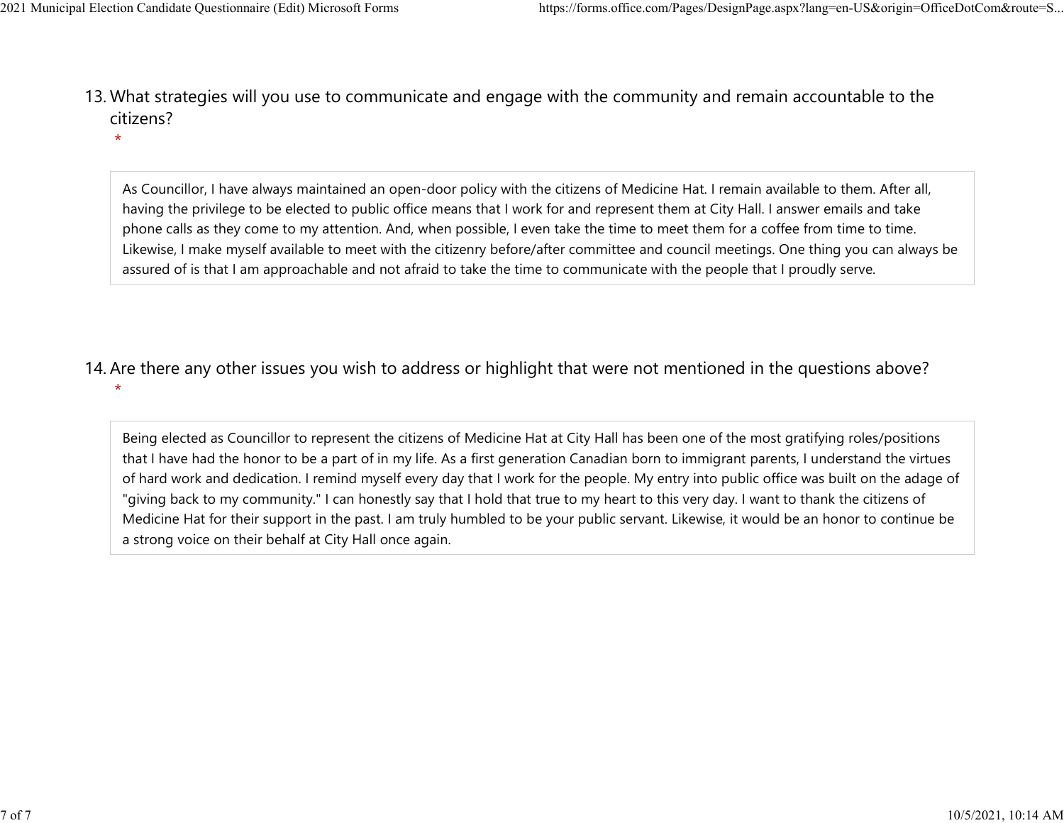13. What strategies will you use to communicate and engage with the community and remain accountable to the citizens?
*

As Councillor, I have always maintained an open-door policy with the citizens of Medicine Hat. I remain available to them. After all, having the privilege to be elected to public office means that I work for and represent them at City Hall. I answer emails and take phone calls as they come to my attention. And, when possible, I even take the time to meet them for a coffee from time to time. Likewise, I make myself available to meet with the citizenry before/after committee and council meetings. One thing you can always be assured of is that I am approachable and not afraid to take the time to communicate with the people that I proudly serve.

14. Are there any other issues you wish to address or highlight that were not mentioned in the questions above?
*

Being elected as Councillor to represent the citizens of Medicine Hat at City Hall has been one of the most gratifying roles/positions that I have had the honor to be a part of in my life. As a first generation Canadian born to immigrant parents, I understand the virtues of hard work and dedication. I remind myself every day that I work for the people. My entry into public office was built on the adage of "giving back to my community." I can honestly say that I hold that true to my heart to this very day. I want to thank the citizens of Medicine Hat for their support in the past. I am truly humbled to be your public servant. Likewise, it would be an honor to continue be a strong voice on their behalf at City Hall once again.